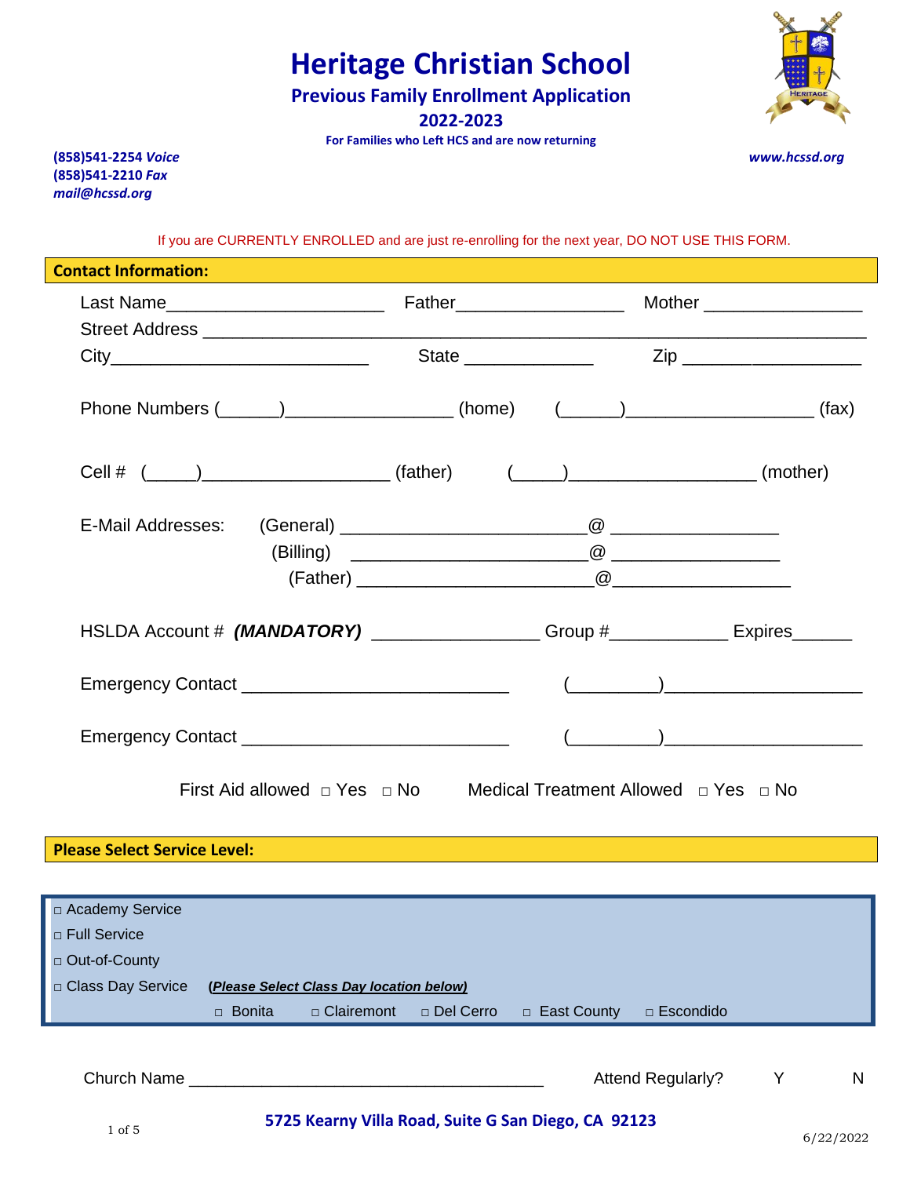# Heritage Christian School

## Previous Family Enrollment Application

## 2022-2023

**For Families who Left HCS and are now returning**

***(858)541-2254 Voice***
***(858)541-2210 Fax***
***mail@hcssd.org***

***www.hcssd.org***

If you are CURRENTLY ENROLLED and are just re-enrolling for the next year, DO NOT USE THIS FORM.

**Contact Information:**

Last Name______________________ Father_________________ Mother ________________

Street Address ________________________________________________________________

City___________________________ State _____________ Zip __________________

Phone Numbers (______)________________ (home) (______)__________________ (fax)

Cell # (_____)__________________ (father) (_____)__________________ (mother)

E-Mail Addresses: (General) _______________________@ ________________

(Billing) _______________________@ ________________

(Father) _______________________@_________________

HSLDA Account # ***(MANDATORY)*** ________________ Group #____________ Expires______

Emergency Contact __________________________ (_________)____________________

Emergency Contact __________________________ (_________)____________________

First Aid allowed □ Yes □ No Medical Treatment Allowed □ Yes □ No

**Please Select Service Level:**

□ Academy Service
□ Full Service
□ Out-of-County
□ Class Day Service **(*Please Select Class Day location below*)**

□ Bonita □ Clairemont □ Del Cerro □ East County □ Escondido

Church Name ______________________________________ Attend Regularly? Y N

**5725 Kearny Villa Road, Suite G San Diego, CA 92123**

6/22/2022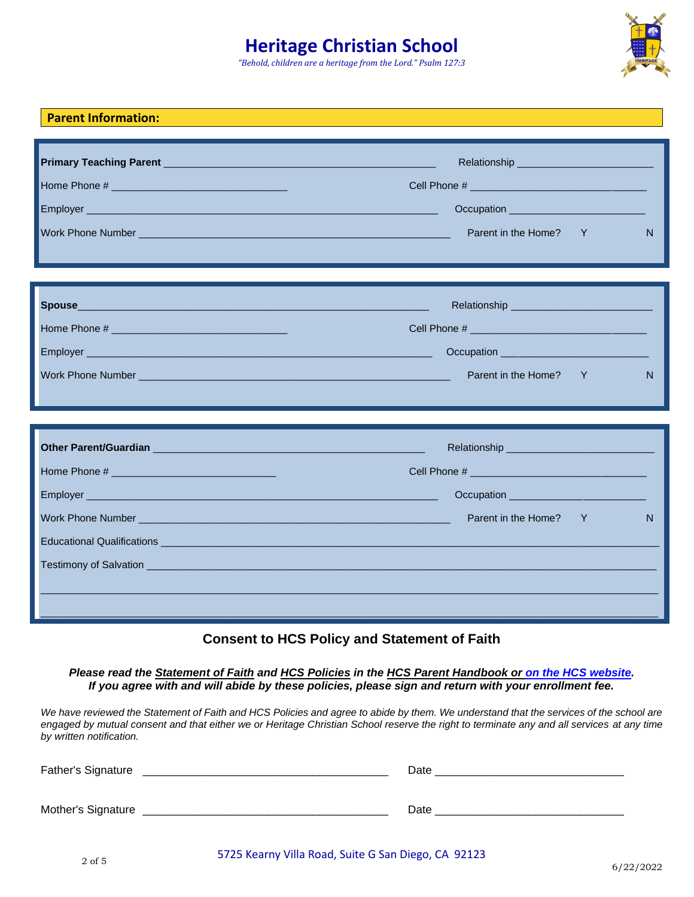# Heritage Christian School

*"Behold, children are a heritage from the Lord." Psalm 127:3*

## Parent Information:

**Primary Teaching Parent** _______________________________________________ Relationship ________________________

Home Phone # ______________________________ Cell Phone # ______________________________

Employer ____________________________________________________________ Occupation ________________________

Work Phone Number _____________________________________________________ Parent in the Home? Y N

**Spouse**_____________________________________________________________ Relationship ________________________

Home Phone # ______________________________ Cell Phone # ______________________________

Employer ____________________________________________________________ Occupation ________________________

Work Phone Number _____________________________________________________ Parent in the Home? Y N

**Other Parent/Guardian** _______________________________________________ Relationship ________________________

Home Phone # ____________________________ Cell Phone # ______________________________

Employer ____________________________________________________________ Occupation ________________________

Work Phone Number _____________________________________________________ Parent in the Home? Y N

Educational Qualifications ________________________________________________________________________________

Testimony of Salvation __________________________________________________________________________________

_____________________________________________________________________________________________________

_____________________________________________________________________________________________________

## Consent to HCS Policy and Statement of Faith

***Please read the Statement of Faith and HCS Policies in the HCS Parent Handbook or on the HCS website.***
***If you agree with and will abide by these policies, please sign and return with your enrollment fee.***

*We have reviewed the Statement of Faith and HCS Policies and agree to abide by them. We understand that the services of the school are engaged by mutual consent and that either we or Heritage Christian School reserve the right to terminate any and all services at any time by written notification.*

Father's Signature _______________________________________ Date ______________________________

Mother's Signature _______________________________________ Date ______________________________

5725 Kearny Villa Road, Suite G San Diego, CA 92123

6/22/2022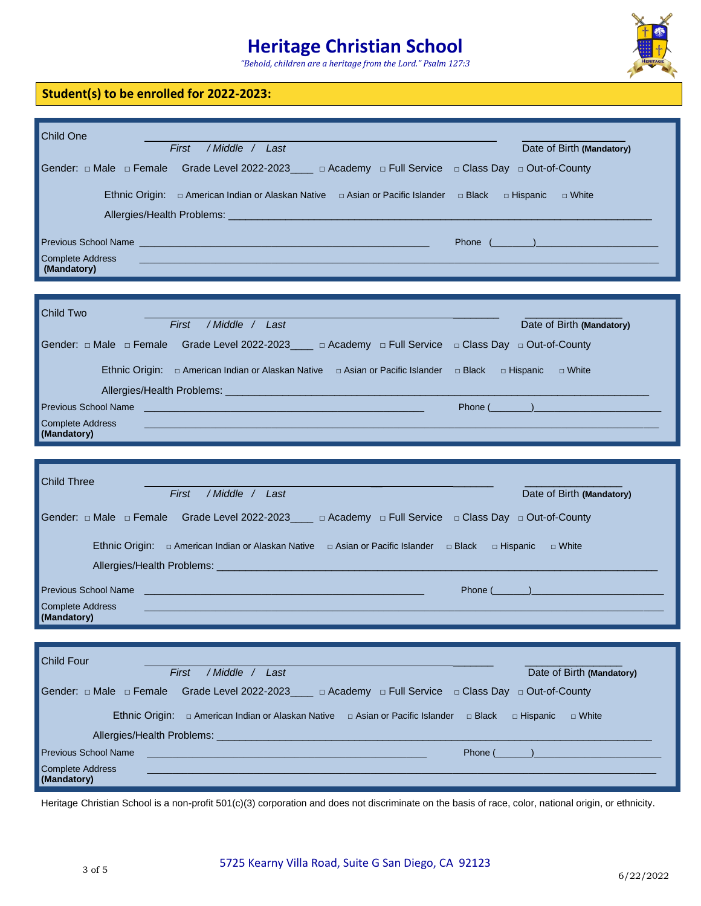# Heritage Christian School

*"Behold, children are a heritage from the Lord." Psalm 127:3*

## Student(s) to be enrolled for 2022-2023:

---

Child One ______________________________________________ ____________________

*First / Middle / Last* Date of Birth **(Mandatory)**

Gender: □ Male □ Female Grade Level 2022-2023____ □ Academy □ Full Service □ Class Day □ Out-of-County

Ethnic Origin: □ American Indian or Alaskan Native □ Asian or Pacific Islander □ Black □ Hispanic □ White

Allergies/Health Problems: ____________________________________________________________

Previous School Name ____________________________________________ Phone (_______)____________________

Complete Address **(Mandatory)** ____________________________________________________________

---

Child Two ______________________________________________ ____________________

*First / Middle / Last* Date of Birth **(Mandatory)**

Gender: □ Male □ Female Grade Level 2022-2023____ □ Academy □ Full Service □ Class Day □ Out-of-County

Ethnic Origin: □ American Indian or Alaskan Native □ Asian or Pacific Islander □ Black □ Hispanic □ White

Allergies/Health Problems: ____________________________________________________________

Previous School Name ____________________________________________ Phone (_______)____________________

Complete Address **(Mandatory)** ____________________________________________________________

---

Child Three ______________________________________________ ____________________

*First / Middle / Last* Date of Birth **(Mandatory)**

Gender: □ Male □ Female Grade Level 2022-2023____ □ Academy □ Full Service □ Class Day □ Out-of-County

Ethnic Origin: □ American Indian or Alaskan Native □ Asian or Pacific Islander □ Black □ Hispanic □ White

Allergies/Health Problems: ____________________________________________________________

Previous School Name ____________________________________________ Phone (_______)____________________

Complete Address **(Mandatory)** ____________________________________________________________

---

Child Four ______________________________________________ ____________________

*First / Middle / Last* Date of Birth **(Mandatory)**

Gender: □ Male □ Female Grade Level 2022-2023____ □ Academy □ Full Service □ Class Day □ Out-of-County

Ethnic Origin: □ American Indian or Alaskan Native □ Asian or Pacific Islander □ Black □ Hispanic □ White

Allergies/Health Problems: ____________________________________________________________

Previous School Name ____________________________________________ Phone (_______)____________________

Complete Address **(Mandatory)** ____________________________________________________________

---

Heritage Christian School is a non-profit 501(c)(3) corporation and does not discriminate on the basis of race, color, national origin, or ethnicity.

5725 Kearny Villa Road, Suite G San Diego, CA 92123

6/22/2022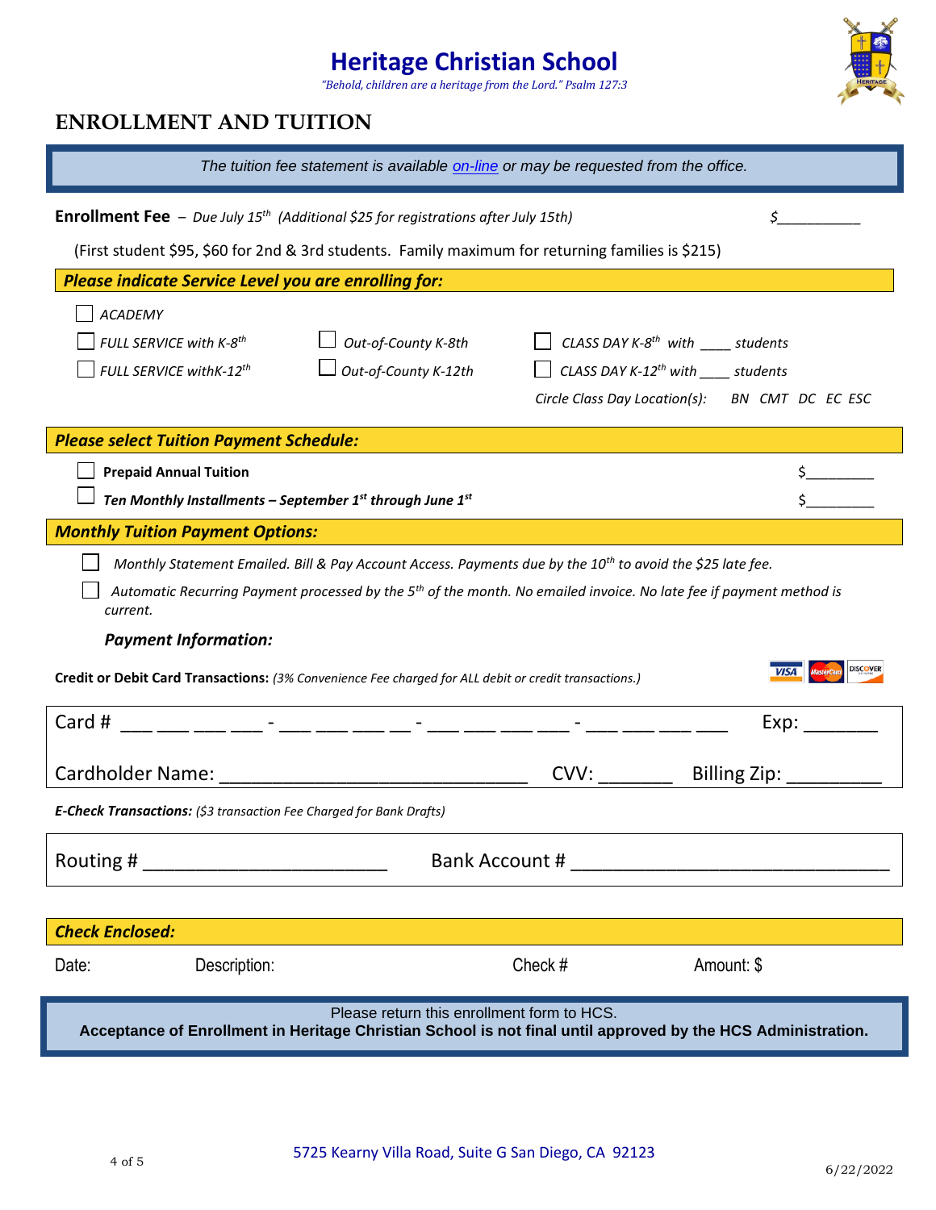# Heritage Christian School

*"Behold, children are a heritage from the Lord." Psalm 127:3*

## ENROLLMENT AND TUITION

*The tuition fee statement is available on-line or may be requested from the office.*

**Enrollment Fee** – *Due July 15th (Additional $25 for registrations after July 15th)* $__________

(First student $95, $60 for 2nd & 3rd students. Family maximum for returning families is $215)

***Please indicate Service Level you are enrolling for:***

- ☐ *ACADEMY*
- ☐ *FULL SERVICE with K-8th*
- ☐ *FULL SERVICE withK-12th*
- ☐ *Out-of-County K-8th*
- ☐ *Out-of-County K-12th*
- ☐ *CLASS DAY K-8th with ____ students*
- ☐ *CLASS DAY K-12th with ____ students*

*Circle Class Day Location(s): BN CMT DC EC ESC*

***Please select Tuition Payment Schedule:***

- ☐ **Prepaid Annual Tuition** $________
- ☐ ***Ten Monthly Installments – September 1st through June 1st*** $________

***Monthly Tuition Payment Options:***

- ☐ *Monthly Statement Emailed. Bill & Pay Account Access. Payments due by the 10th to avoid the $25 late fee.*
- ☐ *Automatic Recurring Payment processed by the 5th of the month. No emailed invoice. No late fee if payment method is current.*

***Payment Information:***

**Credit or Debit Card Transactions:** *(3% Convenience Fee charged for ALL debit or credit transactions.)*

Card # ___ ___ ___ ___ - ___ ___ ___ ___ - ___ ___ ___ ___ - ___ ___ ___ ___ Exp: _______

Cardholder Name: ______________________________ CVV: _______ Billing Zip: _________

***E-Check Transactions:*** *($3 transaction Fee Charged for Bank Drafts)*

Routing # _______________________ Bank Account # _______________________________

***Check Enclosed:***

Date: Description: Check # Amount: $

Please return this enrollment form to HCS.

**Acceptance of Enrollment in Heritage Christian School is not final until approved by the HCS Administration.**

5725 Kearny Villa Road, Suite G San Diego, CA 92123

6/22/2022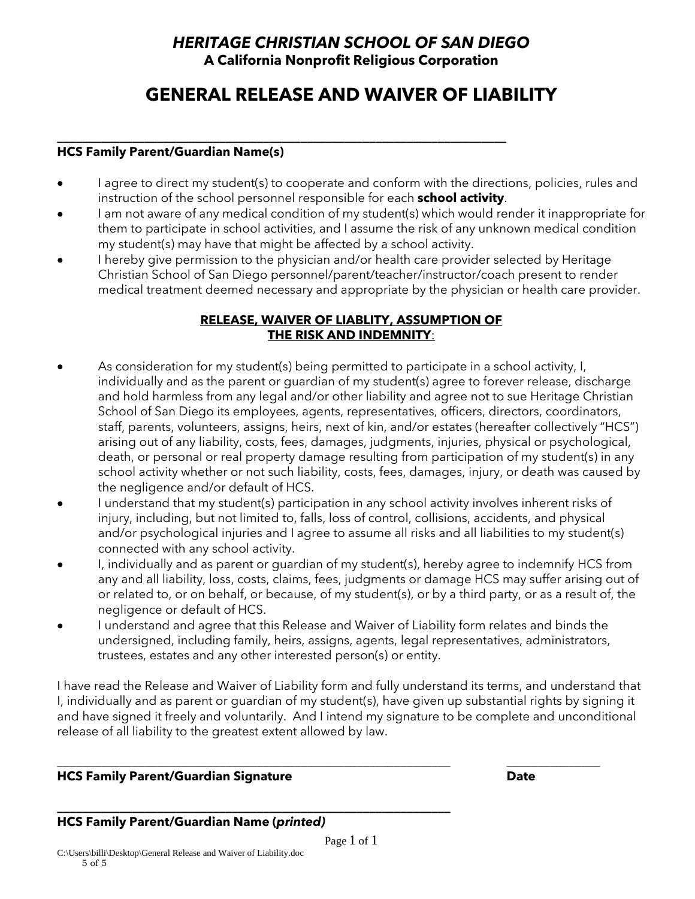# *HERITAGE CHRISTIAN SCHOOL OF SAN DIEGO*

**A California Nonprofit Religious Corporation**

# GENERAL RELEASE AND WAIVER OF LIABILITY

\_\_\_\_\_\_\_\_\_\_\_\_\_\_\_\_\_\_\_\_\_\_\_\_\_\_\_\_\_\_\_\_\_\_\_\_\_\_\_\_\_\_\_\_\_\_\_\_\_\_\_\_\_\_\_\_\_\_\_\_\_\_\_\_\_\_\_\_\_\_

**HCS Family Parent/Guardian Name(s)**

- I agree to direct my student(s) to cooperate and conform with the directions, policies, rules and instruction of the school personnel responsible for each **school activity**.
- I am not aware of any medical condition of my student(s) which would render it inappropriate for them to participate in school activities, and I assume the risk of any unknown medical condition my student(s) may have that might be affected by a school activity.
- I hereby give permission to the physician and/or health care provider selected by Heritage Christian School of San Diego personnel/parent/teacher/instructor/coach present to render medical treatment deemed necessary and appropriate by the physician or health care provider.

**<u>RELEASE, WAIVER OF LIABLITY, ASSUMPTION OF THE RISK AND INDEMNITY</u>:**

- As consideration for my student(s) being permitted to participate in a school activity, I, individually and as the parent or guardian of my student(s) agree to forever release, discharge and hold harmless from any legal and/or other liability and agree not to sue Heritage Christian School of San Diego its employees, agents, representatives, officers, directors, coordinators, staff, parents, volunteers, assigns, heirs, next of kin, and/or estates (hereafter collectively "HCS") arising out of any liability, costs, fees, damages, judgments, injuries, physical or psychological, death, or personal or real property damage resulting from participation of my student(s) in any school activity whether or not such liability, costs, fees, damages, injury, or death was caused by the negligence and/or default of HCS.
- I understand that my student(s) participation in any school activity involves inherent risks of injury, including, but not limited to, falls, loss of control, collisions, accidents, and physical and/or psychological injuries and I agree to assume all risks and all liabilities to my student(s) connected with any school activity.
- I, individually and as parent or guardian of my student(s), hereby agree to indemnify HCS from any and all liability, loss, costs, claims, fees, judgments or damage HCS may suffer arising out of or related to, or on behalf, or because, of my student(s), or by a third party, or as a result of, the negligence or default of HCS.
- I understand and agree that this Release and Waiver of Liability form relates and binds the undersigned, including family, heirs, assigns, agents, legal representatives, administrators, trustees, estates and any other interested person(s) or entity.

I have read the Release and Waiver of Liability form and fully understand its terms, and understand that I, individually and as parent or guardian of my student(s), have given up substantial rights by signing it and have signed it freely and voluntarily. And I intend my signature to be complete and unconditional release of all liability to the greatest extent allowed by law.

\_\_\_\_\_\_\_\_\_\_\_\_\_\_\_\_\_\_\_\_\_\_\_\_\_\_\_\_\_\_\_\_\_\_\_\_\_\_\_\_\_\_\_\_\_\_\_\_\_\_\_\_\_\_\_\_\_\_\_\_\_\_ \_\_\_\_\_\_\_\_\_\_\_\_\_\_\_\_

**HCS Family Parent/Guardian Signature** **Date**

\_\_\_\_\_\_\_\_\_\_\_\_\_\_\_\_\_\_\_\_\_\_\_\_\_\_\_\_\_\_\_\_\_\_\_\_\_\_\_\_\_\_\_\_\_\_\_\_\_\_\_\_\_\_\_\_\_\_\_\_\_\_

**HCS Family Parent/Guardian Name (*printed*)**

C:\Users\billi\Desktop\General Release and Waiver of Liability.doc